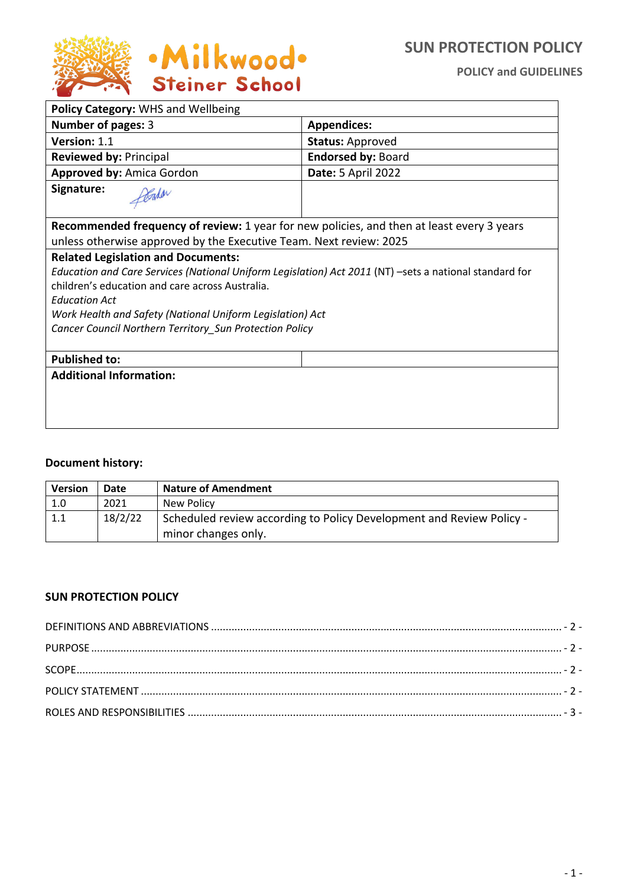# SUN PROTECTION POLICY

**POLICY and GUIDELINES**

| **Policy Category:** WHS and Wellbeing | |
|---|---|
| **Number of pages:** 3 | **Appendices:** |
| **Version:** 1.1 | **Status:** Approved |
| **Reviewed by:** Principal | **Endorsed by:** Board |
| **Approved by:** Amica Gordon | **Date:** 5 April 2022 |
| **Signature:** | |
| **Recommended frequency of review:** 1 year for new policies, and then at least every 3 years unless otherwise approved by the Executive Team. Next review: 2025 | |
| **Related Legislation and Documents:** *Education and Care Services (National Uniform Legislation) Act 2011* (NT) –sets a national standard for children's education and care across Australia. *Education Act* *Work Health and Safety (National Uniform Legislation) Act* *Cancer Council Northern Territory_Sun Protection Policy* | |
| **Published to:** | |
| **Additional Information:** | |

**Document history:**

| Version | Date | Nature of Amendment |
|---|---|---|
| 1.0 | 2021 | New Policy |
| 1.1 | 18/2/22 | Scheduled review according to Policy Development and Review Policy - minor changes only. |

**SUN PROTECTION POLICY**

DEFINITIONS AND ABBREVIATIONS ........ - 2 -

PURPOSE ........ - 2 -

SCOPE ........ - 2 -

POLICY STATEMENT ........ - 2 -

ROLES AND RESPONSIBILITIES ........ - 3 -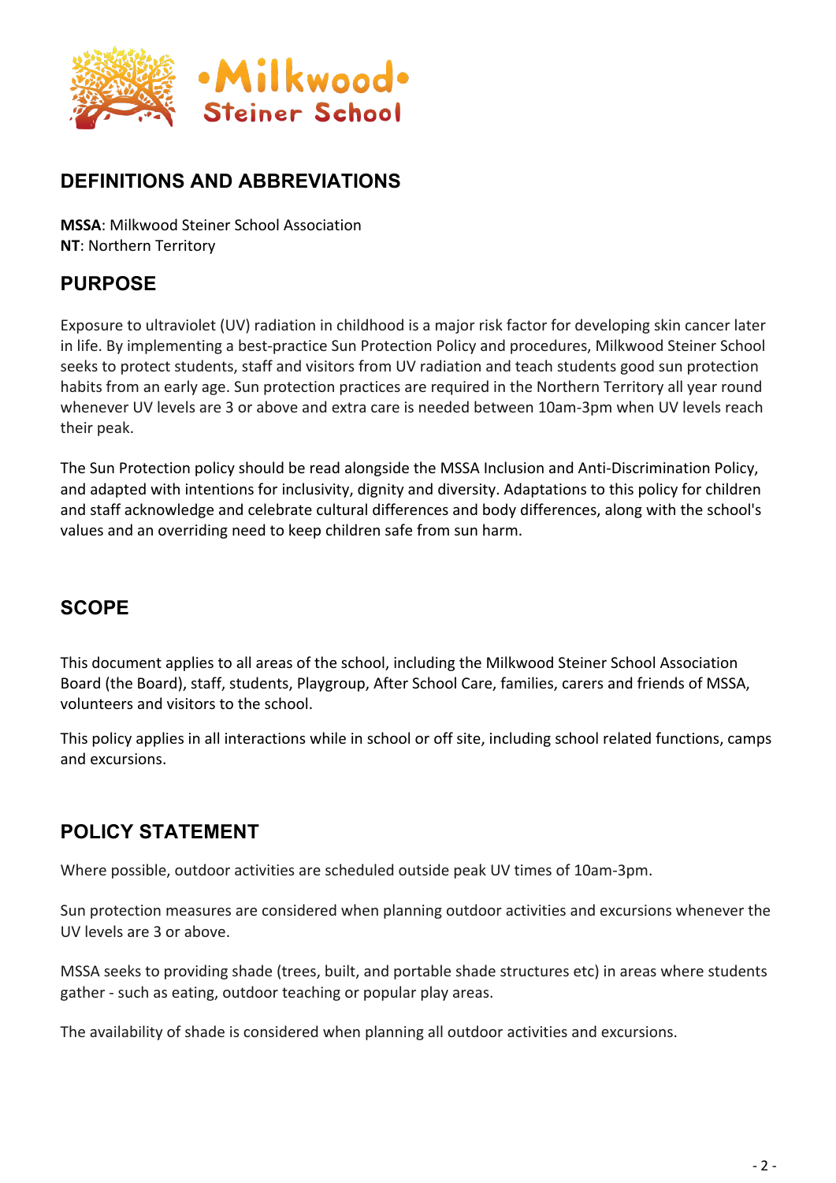## DEFINITIONS AND ABBREVIATIONS

**MSSA**: Milkwood Steiner School Association
**NT**: Northern Territory

## PURPOSE

Exposure to ultraviolet (UV) radiation in childhood is a major risk factor for developing skin cancer later in life. By implementing a best-practice Sun Protection Policy and procedures, Milkwood Steiner School seeks to protect students, staff and visitors from UV radiation and teach students good sun protection habits from an early age. Sun protection practices are required in the Northern Territory all year round whenever UV levels are 3 or above and extra care is needed between 10am-3pm when UV levels reach their peak.

The Sun Protection policy should be read alongside the MSSA Inclusion and Anti-Discrimination Policy, and adapted with intentions for inclusivity, dignity and diversity. Adaptations to this policy for children and staff acknowledge and celebrate cultural differences and body differences, along with the school's values and an overriding need to keep children safe from sun harm.

## SCOPE

This document applies to all areas of the school, including the Milkwood Steiner School Association Board (the Board), staff, students, Playgroup, After School Care, families, carers and friends of MSSA, volunteers and visitors to the school.

This policy applies in all interactions while in school or off site, including school related functions, camps and excursions.

## POLICY STATEMENT

Where possible, outdoor activities are scheduled outside peak UV times of 10am-3pm.

Sun protection measures are considered when planning outdoor activities and excursions whenever the UV levels are 3 or above.

MSSA seeks to providing shade (trees, built, and portable shade structures etc) in areas where students gather - such as eating, outdoor teaching or popular play areas.

The availability of shade is considered when planning all outdoor activities and excursions.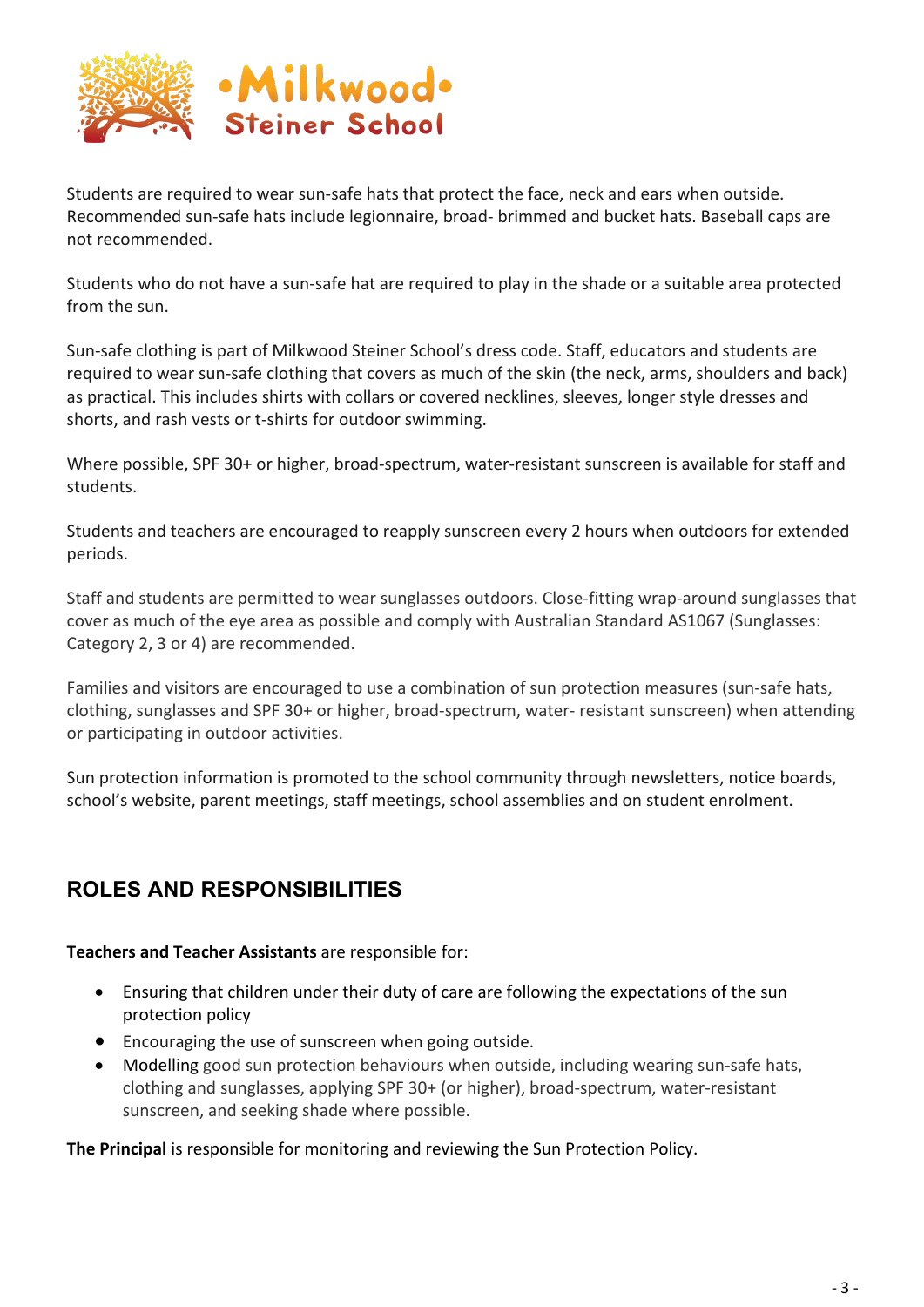Students are required to wear sun-safe hats that protect the face, neck and ears when outside. Recommended sun-safe hats include legionnaire, broad- brimmed and bucket hats. Baseball caps are not recommended.

Students who do not have a sun-safe hat are required to play in the shade or a suitable area protected from the sun.

Sun-safe clothing is part of Milkwood Steiner School's dress code. Staff, educators and students are required to wear sun-safe clothing that covers as much of the skin (the neck, arms, shoulders and back) as practical. This includes shirts with collars or covered necklines, sleeves, longer style dresses and shorts, and rash vests or t-shirts for outdoor swimming.

Where possible, SPF 30+ or higher, broad-spectrum, water-resistant sunscreen is available for staff and students.

Students and teachers are encouraged to reapply sunscreen every 2 hours when outdoors for extended periods.

Staff and students are permitted to wear sunglasses outdoors. Close-fitting wrap-around sunglasses that cover as much of the eye area as possible and comply with Australian Standard AS1067 (Sunglasses: Category 2, 3 or 4) are recommended.

Families and visitors are encouraged to use a combination of sun protection measures (sun-safe hats, clothing, sunglasses and SPF 30+ or higher, broad-spectrum, water- resistant sunscreen) when attending or participating in outdoor activities.

Sun protection information is promoted to the school community through newsletters, notice boards, school's website, parent meetings, staff meetings, school assemblies and on student enrolment.

## ROLES AND RESPONSIBILITIES

**Teachers and Teacher Assistants** are responsible for:

- Ensuring that children under their duty of care are following the expectations of the sun protection policy
- Encouraging the use of sunscreen when going outside.
- Modelling good sun protection behaviours when outside, including wearing sun-safe hats, clothing and sunglasses, applying SPF 30+ (or higher), broad-spectrum, water-resistant sunscreen, and seeking shade where possible.

**The Principal** is responsible for monitoring and reviewing the Sun Protection Policy.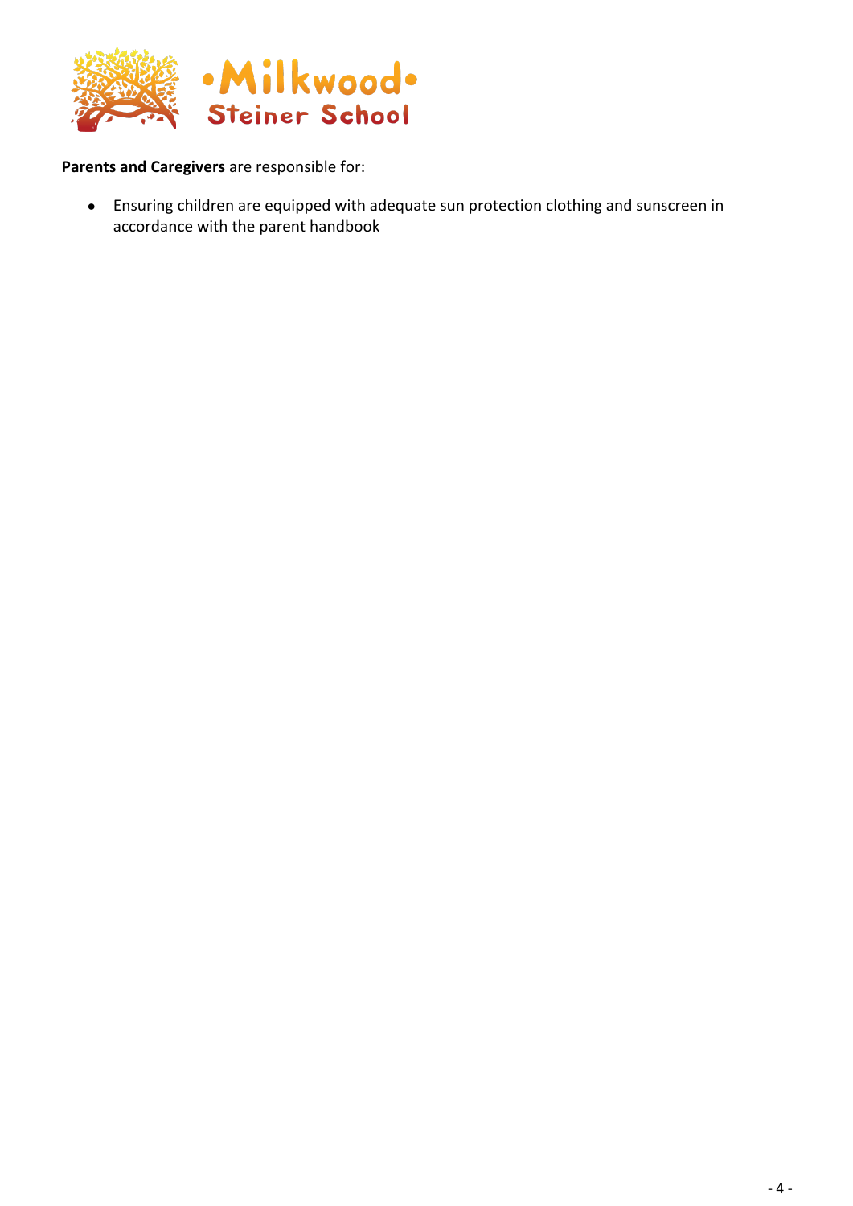**Parents and Caregivers** are responsible for:

- Ensuring children are equipped with adequate sun protection clothing and sunscreen in accordance with the parent handbook